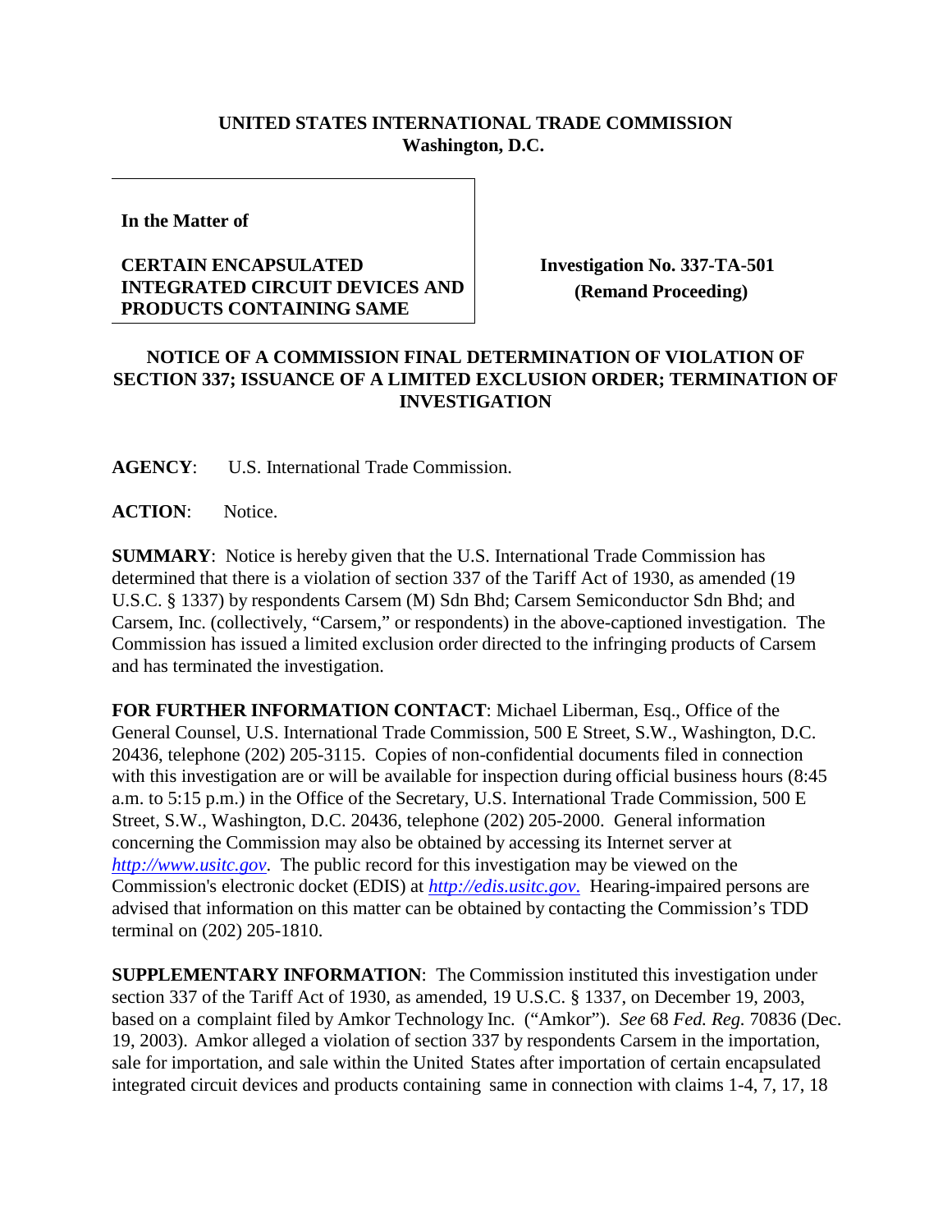**UNITED STATES INTERNATIONAL TRADE COMMISSION**
**Washington, D.C.**

| **In the Matter of** <br><br> **CERTAIN ENCAPSULATED INTEGRATED CIRCUIT DEVICES AND PRODUCTS CONTAINING SAME** | **Investigation No. 337-TA-501** <br> **(Remand Proceeding)** |
| --- | --- |

**NOTICE OF A COMMISSION FINAL DETERMINATION OF VIOLATION OF SECTION 337; ISSUANCE OF A LIMITED EXCLUSION ORDER; TERMINATION OF INVESTIGATION**

**AGENCY**: U.S. International Trade Commission.

**ACTION**: Notice.

**SUMMARY**: Notice is hereby given that the U.S. International Trade Commission has determined that there is a violation of section 337 of the Tariff Act of 1930, as amended (19 U.S.C. § 1337) by respondents Carsem (M) Sdn Bhd; Carsem Semiconductor Sdn Bhd; and Carsem, Inc. (collectively, "Carsem," or respondents) in the above-captioned investigation. The Commission has issued a limited exclusion order directed to the infringing products of Carsem and has terminated the investigation.

**FOR FURTHER INFORMATION CONTACT**: Michael Liberman, Esq., Office of the General Counsel, U.S. International Trade Commission, 500 E Street, S.W., Washington, D.C. 20436, telephone (202) 205-3115. Copies of non-confidential documents filed in connection with this investigation are or will be available for inspection during official business hours (8:45 a.m. to 5:15 p.m.) in the Office of the Secretary, U.S. International Trade Commission, 500 E Street, S.W., Washington, D.C. 20436, telephone (202) 205-2000. General information concerning the Commission may also be obtained by accessing its Internet server at *http://www.usitc.gov*. The public record for this investigation may be viewed on the Commission's electronic docket (EDIS) at *http://edis.usitc.gov.* Hearing-impaired persons are advised that information on this matter can be obtained by contacting the Commission's TDD terminal on (202) 205-1810.

**SUPPLEMENTARY INFORMATION**: The Commission instituted this investigation under section 337 of the Tariff Act of 1930, as amended, 19 U.S.C. § 1337, on December 19, 2003, based on a complaint filed by Amkor Technology Inc. ("Amkor"). *See* 68 *Fed. Reg.* 70836 (Dec. 19, 2003). Amkor alleged a violation of section 337 by respondents Carsem in the importation, sale for importation, and sale within the United States after importation of certain encapsulated integrated circuit devices and products containing same in connection with claims 1-4, 7, 17, 18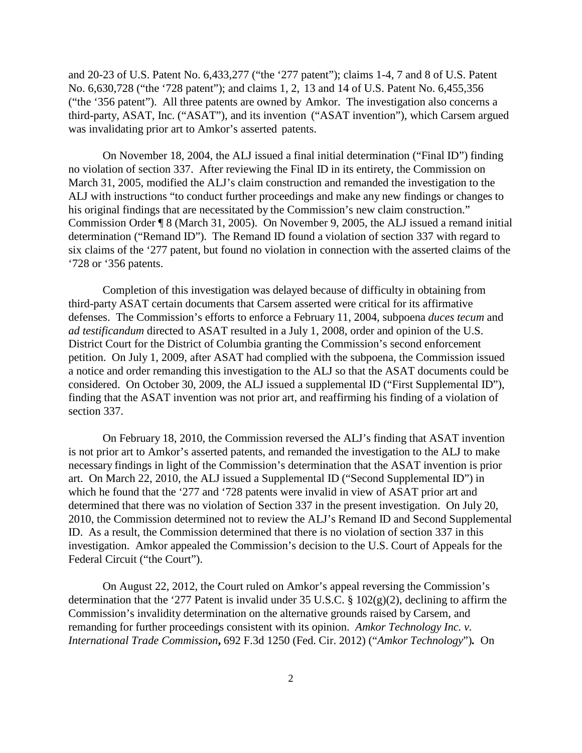and 20-23 of U.S. Patent No. 6,433,277 ("the '277 patent"); claims 1-4, 7 and 8 of U.S. Patent No. 6,630,728 ("the '728 patent"); and claims 1, 2, 13 and 14 of U.S. Patent No. 6,455,356 ("the '356 patent"). All three patents are owned by Amkor. The investigation also concerns a third-party, ASAT, Inc. ("ASAT"), and its invention ("ASAT invention"), which Carsem argued was invalidating prior art to Amkor's asserted patents.

On November 18, 2004, the ALJ issued a final initial determination ("Final ID") finding no violation of section 337. After reviewing the Final ID in its entirety, the Commission on March 31, 2005, modified the ALJ's claim construction and remanded the investigation to the ALJ with instructions "to conduct further proceedings and make any new findings or changes to his original findings that are necessitated by the Commission's new claim construction." Commission Order ¶ 8 (March 31, 2005). On November 9, 2005, the ALJ issued a remand initial determination ("Remand ID"). The Remand ID found a violation of section 337 with regard to six claims of the '277 patent, but found no violation in connection with the asserted claims of the '728 or '356 patents.

Completion of this investigation was delayed because of difficulty in obtaining from third-party ASAT certain documents that Carsem asserted were critical for its affirmative defenses. The Commission's efforts to enforce a February 11, 2004, subpoena *duces tecum* and *ad testificandum* directed to ASAT resulted in a July 1, 2008, order and opinion of the U.S. District Court for the District of Columbia granting the Commission's second enforcement petition. On July 1, 2009, after ASAT had complied with the subpoena, the Commission issued a notice and order remanding this investigation to the ALJ so that the ASAT documents could be considered. On October 30, 2009, the ALJ issued a supplemental ID ("First Supplemental ID"), finding that the ASAT invention was not prior art, and reaffirming his finding of a violation of section 337.

On February 18, 2010, the Commission reversed the ALJ's finding that ASAT invention is not prior art to Amkor's asserted patents, and remanded the investigation to the ALJ to make necessary findings in light of the Commission's determination that the ASAT invention is prior art. On March 22, 2010, the ALJ issued a Supplemental ID ("Second Supplemental ID") in which he found that the '277 and '728 patents were invalid in view of ASAT prior art and determined that there was no violation of Section 337 in the present investigation. On July 20, 2010, the Commission determined not to review the ALJ's Remand ID and Second Supplemental ID. As a result, the Commission determined that there is no violation of section 337 in this investigation. Amkor appealed the Commission's decision to the U.S. Court of Appeals for the Federal Circuit ("the Court").

On August 22, 2012, the Court ruled on Amkor's appeal reversing the Commission's determination that the '277 Patent is invalid under 35 U.S.C. § 102(g)(2), declining to affirm the Commission's invalidity determination on the alternative grounds raised by Carsem, and remanding for further proceedings consistent with its opinion. *Amkor Technology Inc. v. International Trade Commission***,** 692 F.3d 1250 (Fed. Cir. 2012) ("*Amkor Technology*")**.** On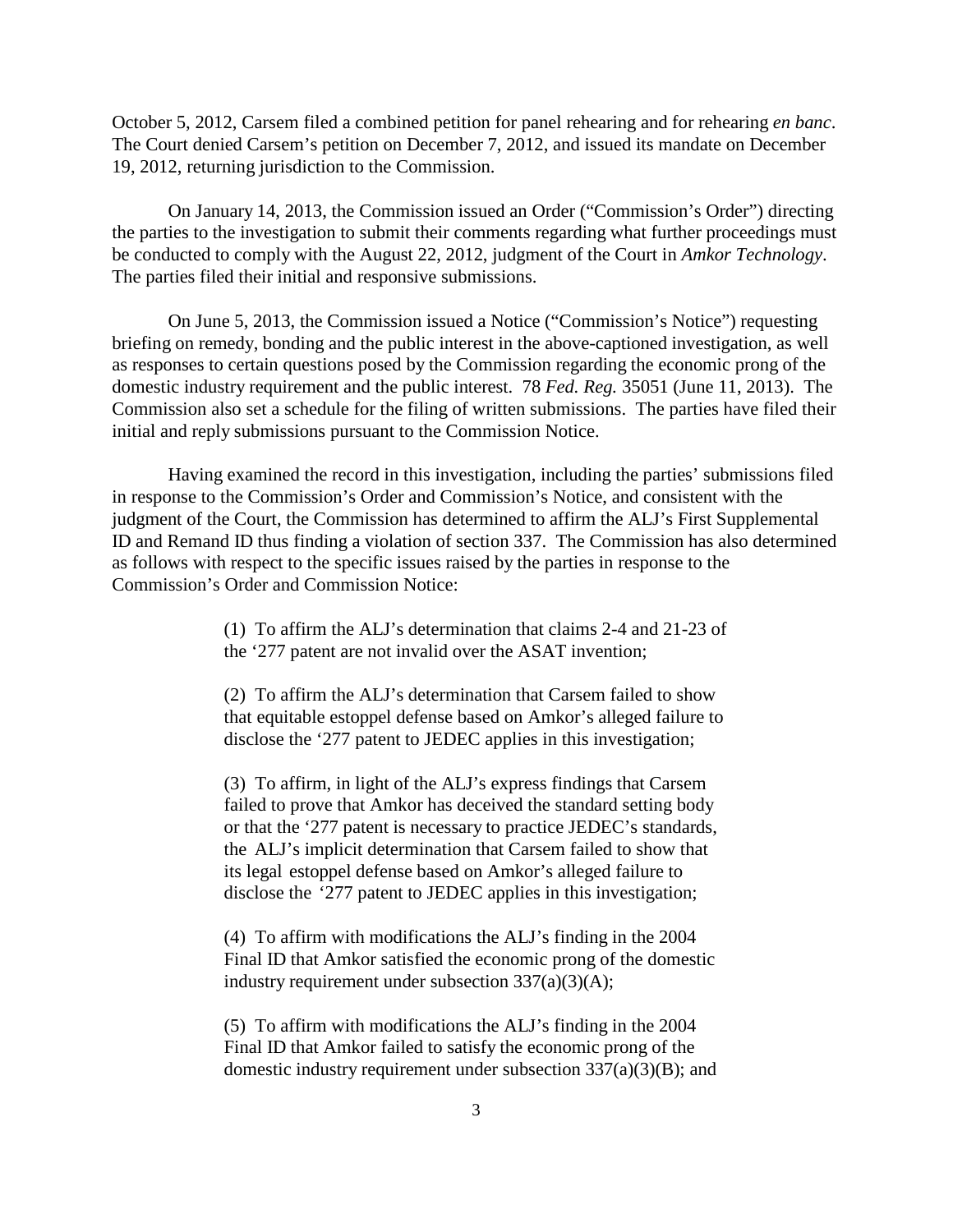October 5, 2012, Carsem filed a combined petition for panel rehearing and for rehearing *en banc*. The Court denied Carsem's petition on December 7, 2012, and issued its mandate on December 19, 2012, returning jurisdiction to the Commission.

On January 14, 2013, the Commission issued an Order ("Commission's Order") directing the parties to the investigation to submit their comments regarding what further proceedings must be conducted to comply with the August 22, 2012, judgment of the Court in *Amkor Technology*. The parties filed their initial and responsive submissions.

On June 5, 2013, the Commission issued a Notice ("Commission's Notice") requesting briefing on remedy, bonding and the public interest in the above-captioned investigation, as well as responses to certain questions posed by the Commission regarding the economic prong of the domestic industry requirement and the public interest. 78 *Fed. Reg.* 35051 (June 11, 2013). The Commission also set a schedule for the filing of written submissions. The parties have filed their initial and reply submissions pursuant to the Commission Notice.

Having examined the record in this investigation, including the parties' submissions filed in response to the Commission's Order and Commission's Notice, and consistent with the judgment of the Court, the Commission has determined to affirm the ALJ's First Supplemental ID and Remand ID thus finding a violation of section 337. The Commission has also determined as follows with respect to the specific issues raised by the parties in response to the Commission's Order and Commission Notice:

> (1) To affirm the ALJ's determination that claims 2-4 and 21-23 of the '277 patent are not invalid over the ASAT invention;
>
> (2) To affirm the ALJ's determination that Carsem failed to show that equitable estoppel defense based on Amkor's alleged failure to disclose the '277 patent to JEDEC applies in this investigation;
>
> (3) To affirm, in light of the ALJ's express findings that Carsem failed to prove that Amkor has deceived the standard setting body or that the '277 patent is necessary to practice JEDEC's standards, the ALJ's implicit determination that Carsem failed to show that its legal estoppel defense based on Amkor's alleged failure to disclose the '277 patent to JEDEC applies in this investigation;
>
> (4) To affirm with modifications the ALJ's finding in the 2004 Final ID that Amkor satisfied the economic prong of the domestic industry requirement under subsection 337(a)(3)(A);
>
> (5) To affirm with modifications the ALJ's finding in the 2004 Final ID that Amkor failed to satisfy the economic prong of the domestic industry requirement under subsection 337(a)(3)(B); and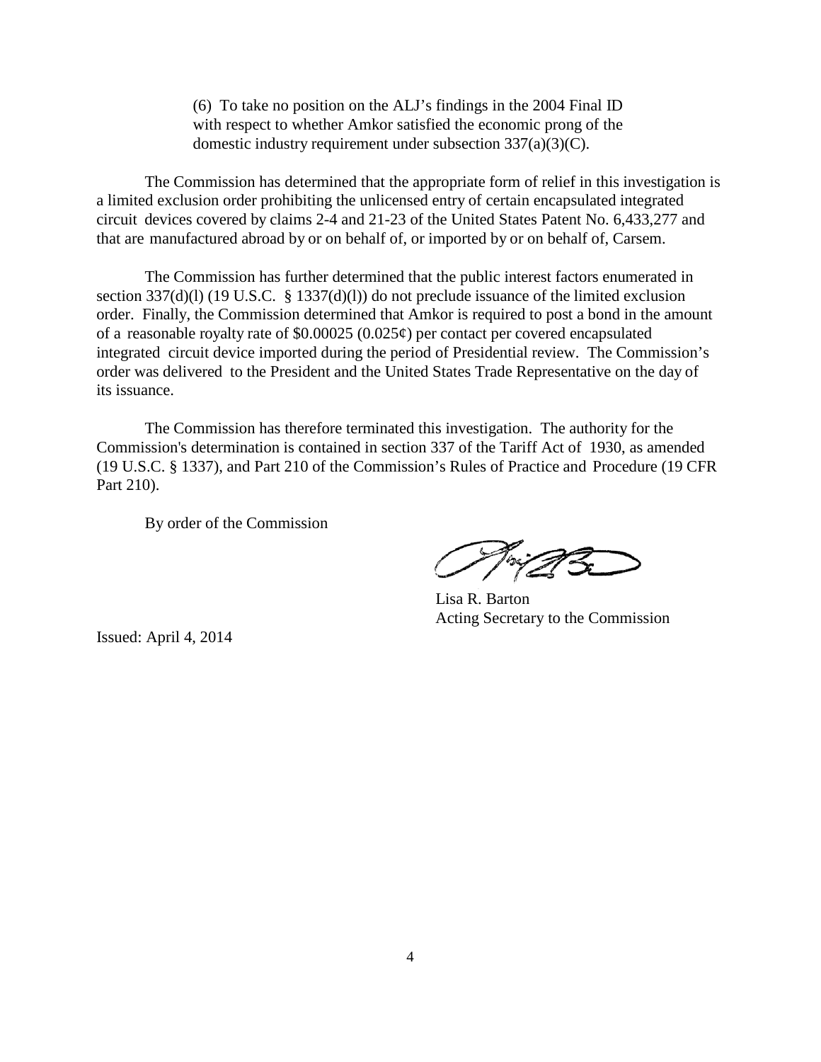(6) To take no position on the ALJ's findings in the 2004 Final ID with respect to whether Amkor satisfied the economic prong of the domestic industry requirement under subsection 337(a)(3)(C).

The Commission has determined that the appropriate form of relief in this investigation is a limited exclusion order prohibiting the unlicensed entry of certain encapsulated integrated circuit devices covered by claims 2-4 and 21-23 of the United States Patent No. 6,433,277 and that are manufactured abroad by or on behalf of, or imported by or on behalf of, Carsem.

The Commission has further determined that the public interest factors enumerated in section 337(d)(l) (19 U.S.C. § 1337(d)(l)) do not preclude issuance of the limited exclusion order. Finally, the Commission determined that Amkor is required to post a bond in the amount of a reasonable royalty rate of $0.00025 (0.025¢) per contact per covered encapsulated integrated circuit device imported during the period of Presidential review. The Commission's order was delivered to the President and the United States Trade Representative on the day of its issuance.

The Commission has therefore terminated this investigation. The authority for the Commission's determination is contained in section 337 of the Tariff Act of 1930, as amended (19 U.S.C. § 1337), and Part 210 of the Commission's Rules of Practice and Procedure (19 CFR Part 210).

By order of the Commission

Lisa R. Barton
Acting Secretary to the Commission

Issued: April 4, 2014